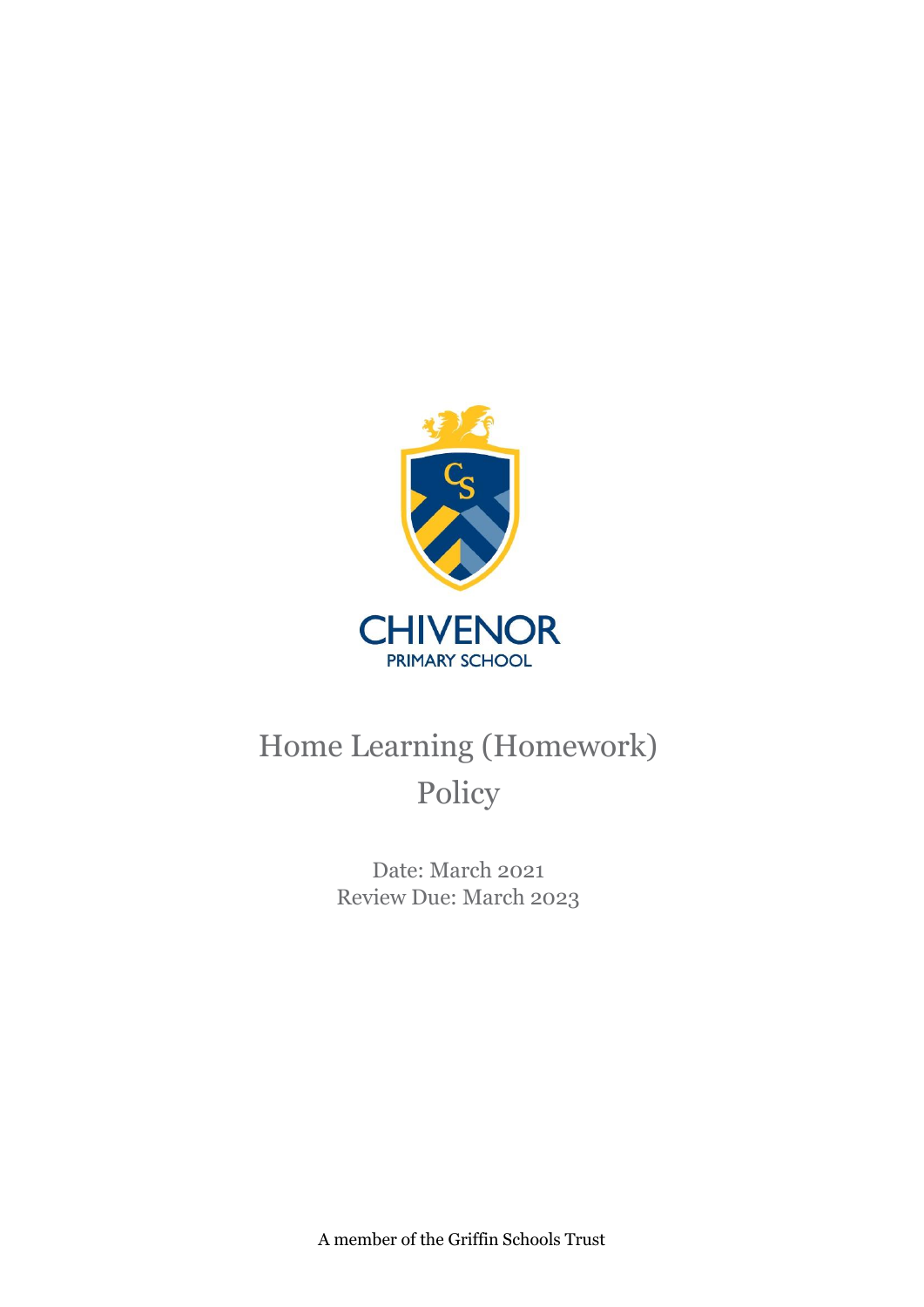CHIVENOR

PRIMARY SCHOOL

# Home Learning (Homework) Policy

Date: March 2021
Review Due: March 2023

A member of the Griffin Schools Trust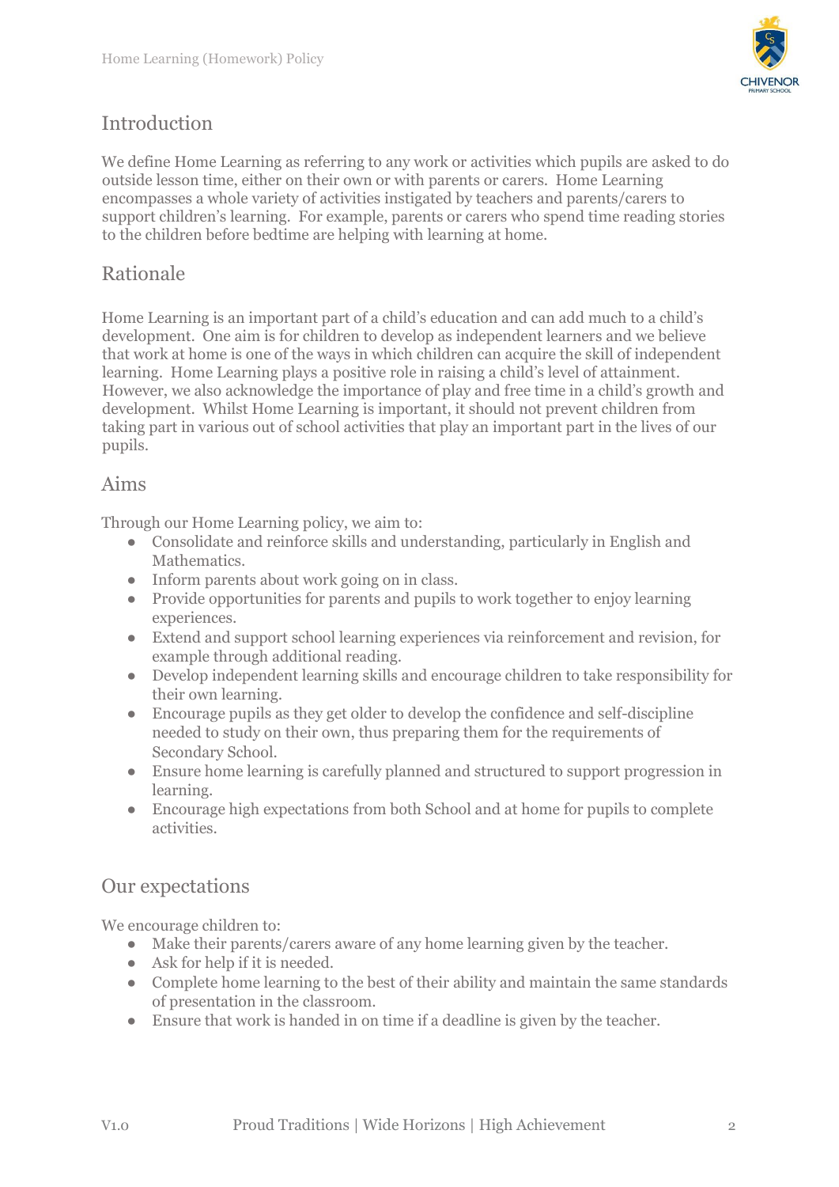## Introduction

We define Home Learning as referring to any work or activities which pupils are asked to do outside lesson time, either on their own or with parents or carers. Home Learning encompasses a whole variety of activities instigated by teachers and parents/carers to support children's learning. For example, parents or carers who spend time reading stories to the children before bedtime are helping with learning at home.

## Rationale

Home Learning is an important part of a child's education and can add much to a child's development. One aim is for children to develop as independent learners and we believe that work at home is one of the ways in which children can acquire the skill of independent learning. Home Learning plays a positive role in raising a child's level of attainment. However, we also acknowledge the importance of play and free time in a child's growth and development. Whilst Home Learning is important, it should not prevent children from taking part in various out of school activities that play an important part in the lives of our pupils.

## Aims

Through our Home Learning policy, we aim to:

- Consolidate and reinforce skills and understanding, particularly in English and Mathematics.
- Inform parents about work going on in class.
- Provide opportunities for parents and pupils to work together to enjoy learning experiences.
- Extend and support school learning experiences via reinforcement and revision, for example through additional reading.
- Develop independent learning skills and encourage children to take responsibility for their own learning.
- Encourage pupils as they get older to develop the confidence and self-discipline needed to study on their own, thus preparing them for the requirements of Secondary School.
- Ensure home learning is carefully planned and structured to support progression in learning.
- Encourage high expectations from both School and at home for pupils to complete activities.

## Our expectations

We encourage children to:

- Make their parents/carers aware of any home learning given by the teacher.
- Ask for help if it is needed.
- Complete home learning to the best of their ability and maintain the same standards of presentation in the classroom.
- Ensure that work is handed in on time if a deadline is given by the teacher.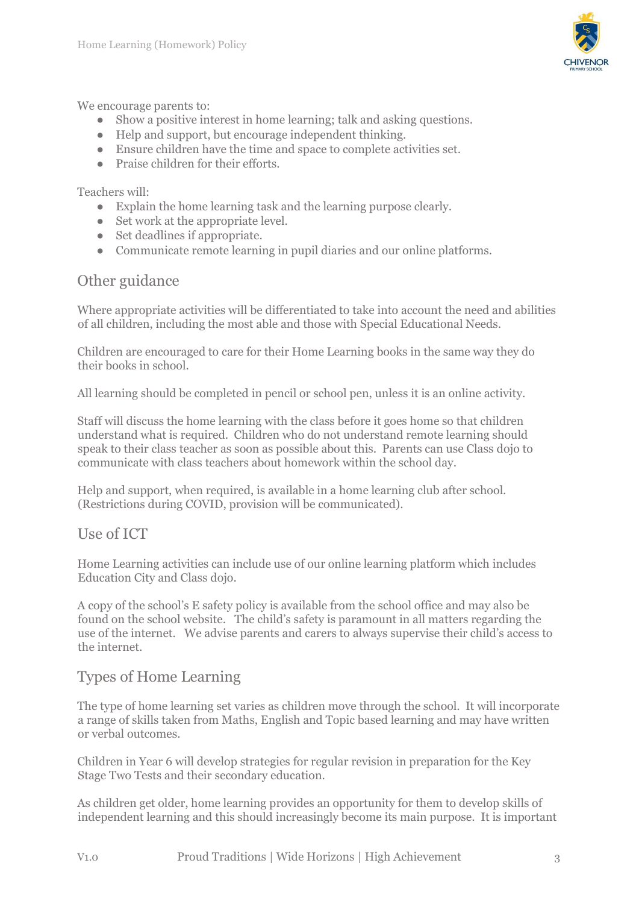We encourage parents to:

- Show a positive interest in home learning; talk and asking questions.
- Help and support, but encourage independent thinking.
- Ensure children have the time and space to complete activities set.
- Praise children for their efforts.

Teachers will:

- Explain the home learning task and the learning purpose clearly.
- Set work at the appropriate level.
- Set deadlines if appropriate.
- Communicate remote learning in pupil diaries and our online platforms.

## Other guidance

Where appropriate activities will be differentiated to take into account the need and abilities of all children, including the most able and those with Special Educational Needs.

Children are encouraged to care for their Home Learning books in the same way they do their books in school.

All learning should be completed in pencil or school pen, unless it is an online activity.

Staff will discuss the home learning with the class before it goes home so that children understand what is required. Children who do not understand remote learning should speak to their class teacher as soon as possible about this. Parents can use Class dojo to communicate with class teachers about homework within the school day.

Help and support, when required, is available in a home learning club after school. (Restrictions during COVID, provision will be communicated).

## Use of ICT

Home Learning activities can include use of our online learning platform which includes Education City and Class dojo.

A copy of the school's E safety policy is available from the school office and may also be found on the school website. The child's safety is paramount in all matters regarding the use of the internet. We advise parents and carers to always supervise their child's access to the internet.

## Types of Home Learning

The type of home learning set varies as children move through the school. It will incorporate a range of skills taken from Maths, English and Topic based learning and may have written or verbal outcomes.

Children in Year 6 will develop strategies for regular revision in preparation for the Key Stage Two Tests and their secondary education.

As children get older, home learning provides an opportunity for them to develop skills of independent learning and this should increasingly become its main purpose. It is important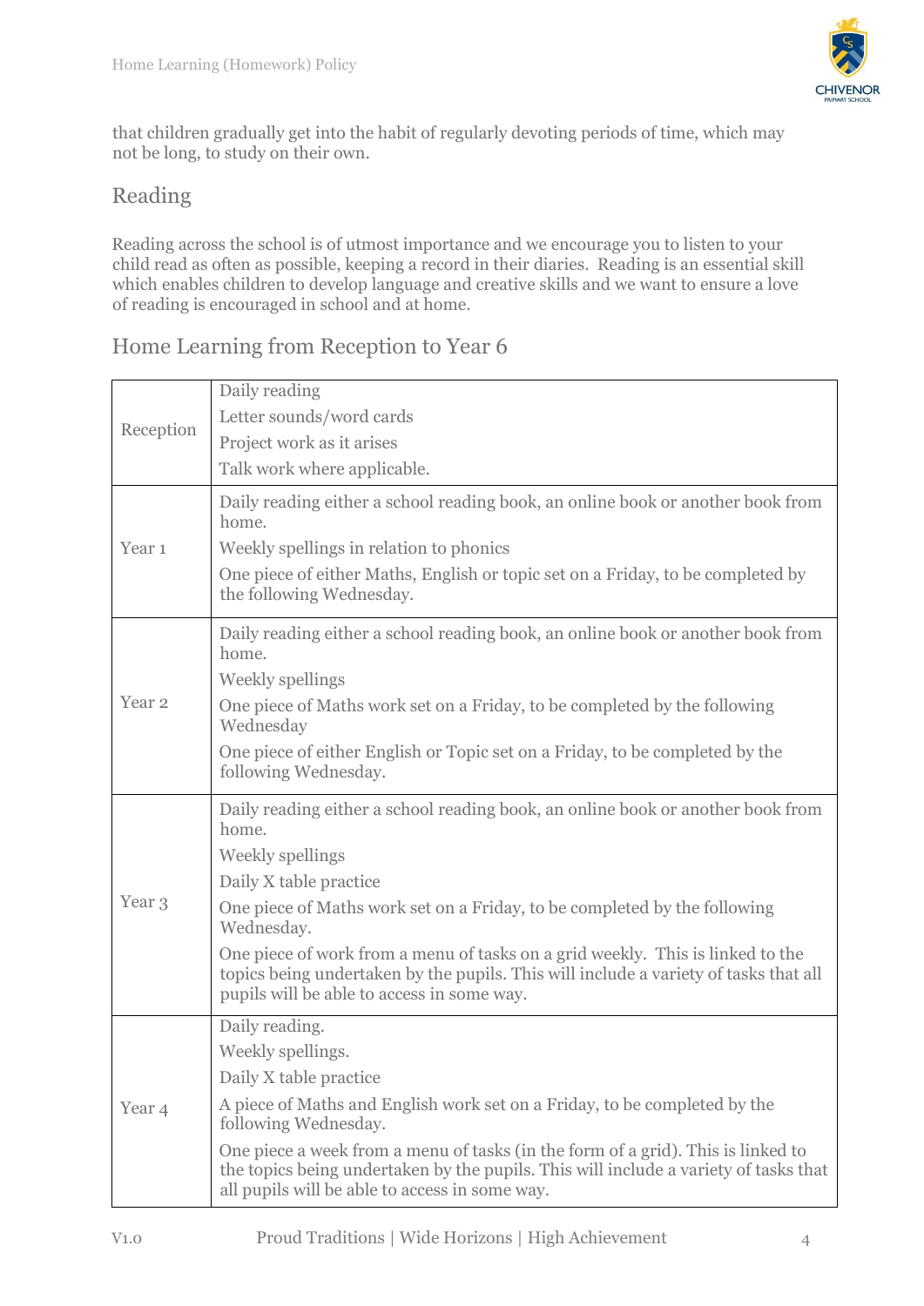that children gradually get into the habit of regularly devoting periods of time, which may not be long, to study on their own.

## Reading

Reading across the school is of utmost importance and we encourage you to listen to your child read as often as possible, keeping a record in their diaries. Reading is an essential skill which enables children to develop language and creative skills and we want to ensure a love of reading is encouraged in school and at home.

## Home Learning from Reception to Year 6

| | |
|---|---|
| Reception | Daily reading<br>Letter sounds/word cards<br>Project work as it arises<br>Talk work where applicable. |
| Year 1 | Daily reading either a school reading book, an online book or another book from home.<br>Weekly spellings in relation to phonics<br>One piece of either Maths, English or topic set on a Friday, to be completed by the following Wednesday. |
| Year 2 | Daily reading either a school reading book, an online book or another book from home.<br>Weekly spellings<br>One piece of Maths work set on a Friday, to be completed by the following Wednesday<br>One piece of either English or Topic set on a Friday, to be completed by the following Wednesday. |
| Year 3 | Daily reading either a school reading book, an online book or another book from home.<br>Weekly spellings<br>Daily X table practice<br>One piece of Maths work set on a Friday, to be completed by the following Wednesday.<br>One piece of work from a menu of tasks on a grid weekly. This is linked to the topics being undertaken by the pupils. This will include a variety of tasks that all pupils will be able to access in some way. |
| Year 4 | Daily reading.<br>Weekly spellings.<br>Daily X table practice<br>A piece of Maths and English work set on a Friday, to be completed by the following Wednesday.<br>One piece a week from a menu of tasks (in the form of a grid). This is linked to the topics being undertaken by the pupils. This will include a variety of tasks that all pupils will be able to access in some way. |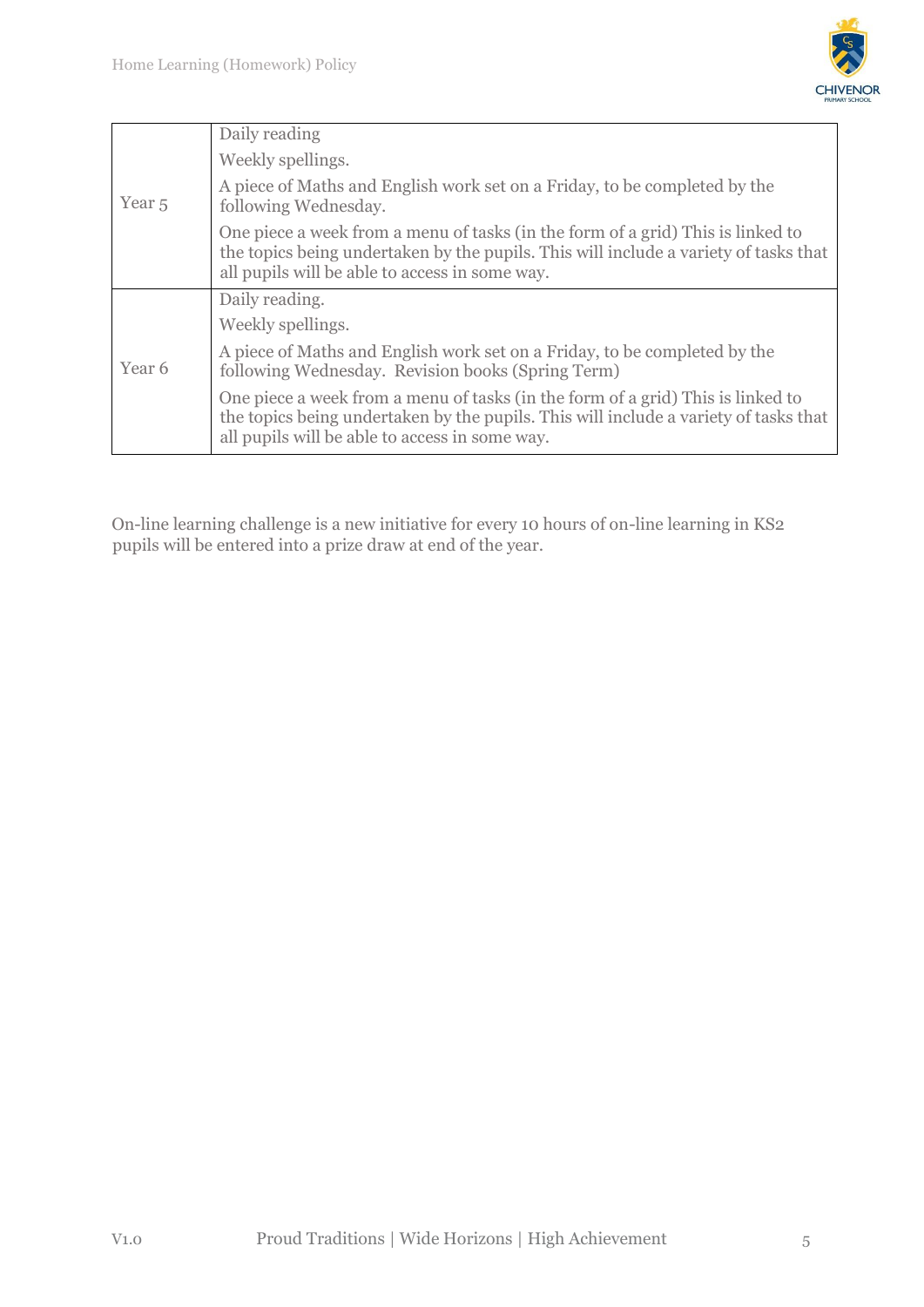| | |
|---|---|
| Year 5 | Daily reading<br>Weekly spellings.<br>A piece of Maths and English work set on a Friday, to be completed by the following Wednesday.<br>One piece a week from a menu of tasks (in the form of a grid) This is linked to the topics being undertaken by the pupils. This will include a variety of tasks that all pupils will be able to access in some way. |
| Year 6 | Daily reading.<br>Weekly spellings.<br>A piece of Maths and English work set on a Friday, to be completed by the following Wednesday. Revision books (Spring Term)<br>One piece a week from a menu of tasks (in the form of a grid) This is linked to the topics being undertaken by the pupils. This will include a variety of tasks that all pupils will be able to access in some way. |

On-line learning challenge is a new initiative for every 10 hours of on-line learning in KS2 pupils will be entered into a prize draw at end of the year.